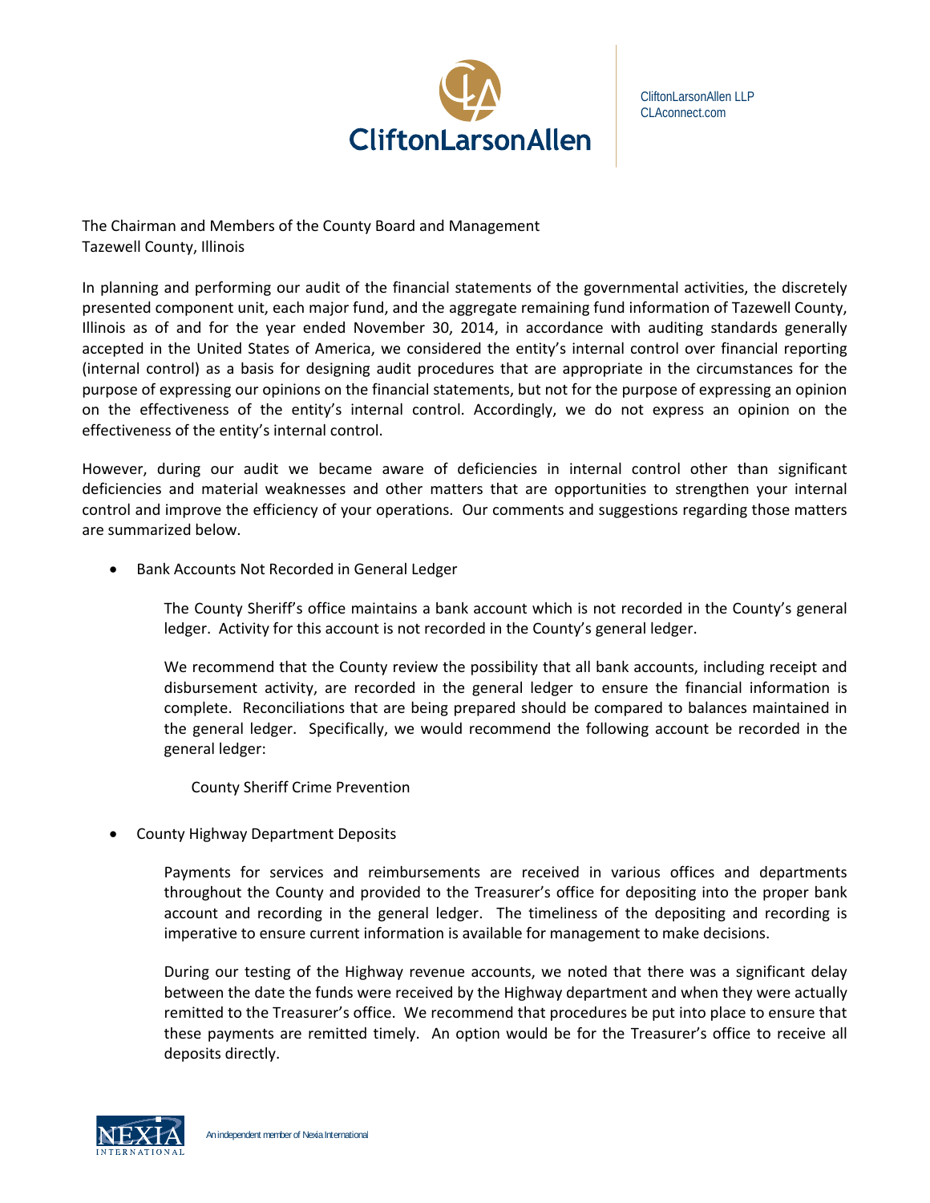CliftonLarsonAllen LLP
CLAconnect.com

The Chairman and Members of the County Board and Management
Tazewell County, Illinois

In planning and performing our audit of the financial statements of the governmental activities, the discretely presented component unit, each major fund, and the aggregate remaining fund information of Tazewell County, Illinois as of and for the year ended November 30, 2014, in accordance with auditing standards generally accepted in the United States of America, we considered the entity's internal control over financial reporting (internal control) as a basis for designing audit procedures that are appropriate in the circumstances for the purpose of expressing our opinions on the financial statements, but not for the purpose of expressing an opinion on the effectiveness of the entity's internal control. Accordingly, we do not express an opinion on the effectiveness of the entity's internal control.

However, during our audit we became aware of deficiencies in internal control other than significant deficiencies and material weaknesses and other matters that are opportunities to strengthen your internal control and improve the efficiency of your operations. Our comments and suggestions regarding those matters are summarized below.

- Bank Accounts Not Recorded in General Ledger

  The County Sheriff's office maintains a bank account which is not recorded in the County's general ledger. Activity for this account is not recorded in the County's general ledger.

  We recommend that the County review the possibility that all bank accounts, including receipt and disbursement activity, are recorded in the general ledger to ensure the financial information is complete. Reconciliations that are being prepared should be compared to balances maintained in the general ledger. Specifically, we would recommend the following account be recorded in the general ledger:

  County Sheriff Crime Prevention

- County Highway Department Deposits

  Payments for services and reimbursements are received in various offices and departments throughout the County and provided to the Treasurer's office for depositing into the proper bank account and recording in the general ledger. The timeliness of the depositing and recording is imperative to ensure current information is available for management to make decisions.

  During our testing of the Highway revenue accounts, we noted that there was a significant delay between the date the funds were received by the Highway department and when they were actually remitted to the Treasurer's office. We recommend that procedures be put into place to ensure that these payments are remitted timely. An option would be for the Treasurer's office to receive all deposits directly.

An independent member of Nexia International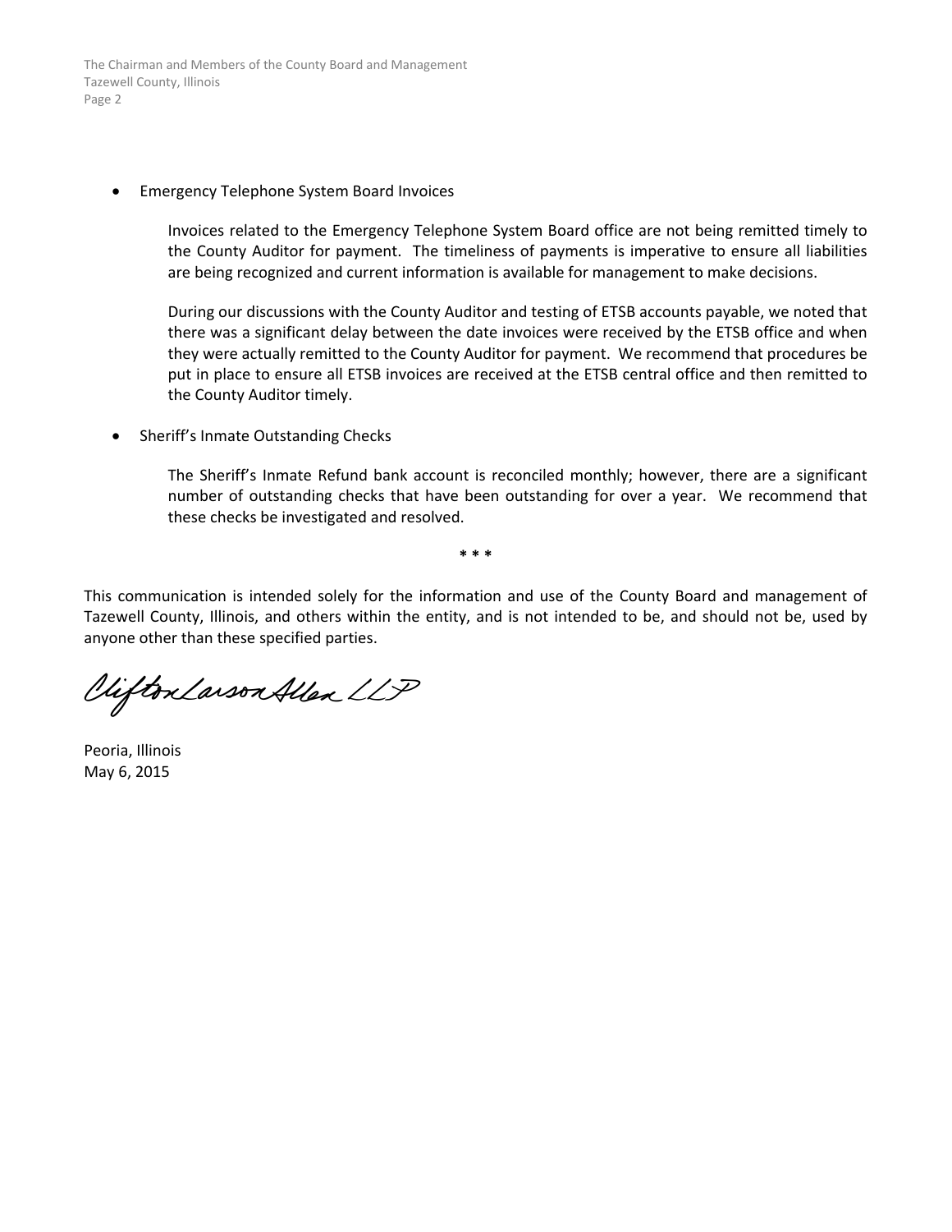- Emergency Telephone System Board Invoices

  Invoices related to the Emergency Telephone System Board office are not being remitted timely to the County Auditor for payment. The timeliness of payments is imperative to ensure all liabilities are being recognized and current information is available for management to make decisions.

  During our discussions with the County Auditor and testing of ETSB accounts payable, we noted that there was a significant delay between the date invoices were received by the ETSB office and when they were actually remitted to the County Auditor for payment. We recommend that procedures be put in place to ensure all ETSB invoices are received at the ETSB central office and then remitted to the County Auditor timely.

- Sheriff's Inmate Outstanding Checks

  The Sheriff's Inmate Refund bank account is reconciled monthly; however, there are a significant number of outstanding checks that have been outstanding for over a year. We recommend that these checks be investigated and resolved.

\* \* \*

This communication is intended solely for the information and use of the County Board and management of Tazewell County, Illinois, and others within the entity, and is not intended to be, and should not be, used by anyone other than these specified parties.

CliftonLarsonAllen LLP

Peoria, Illinois
May 6, 2015